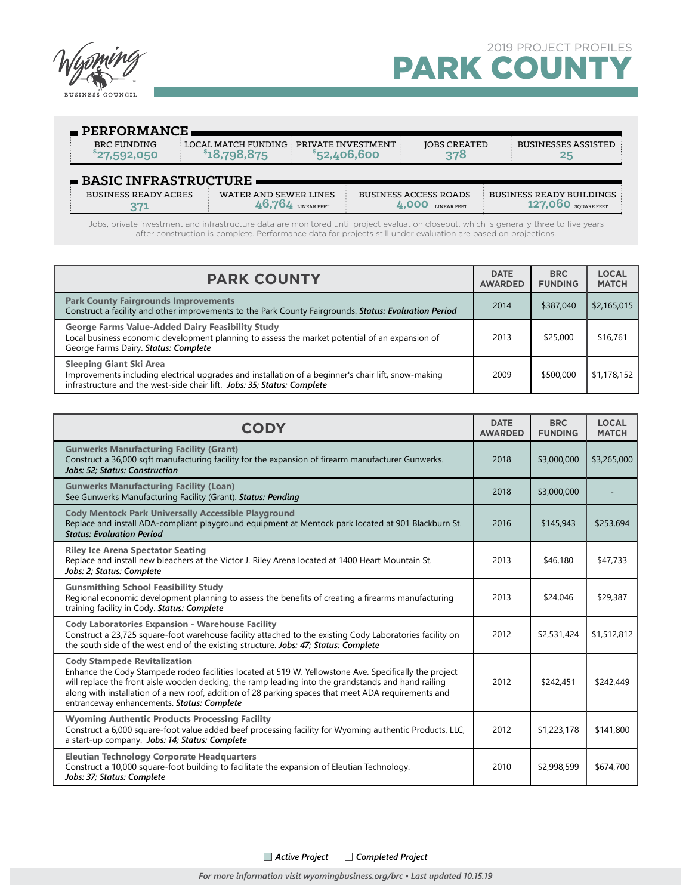2019 PROJECT PROFILES

# PARK COUNTY

## PERFORMANCE

| BRC FUNDING | LOCAL MATCH FUNDING | PRIVATE INVESTMENT | JOBS CREATED | BUSINESSES ASSISTED |
|---|---|---|---|---|
| $27,592,050 | $18,798,875 | $52,406,600 | 378 | 25 |

## BASIC INFRASTRUCTURE

| BUSINESS READY ACRES | WATER AND SEWER LINES | BUSINESS ACCESS ROADS | BUSINESS READY BUILDINGS |
|---|---|---|---|
| 371 | 46,764 LINEAR FEET | 4,000 LINEAR FEET | 127,060 SQUARE FEET |

Jobs, private investment and infrastructure data are monitored until project evaluation closeout, which is generally three to five years after construction is complete. Performance data for projects still under evaluation are based on projections.

| PARK COUNTY | DATE AWARDED | BRC FUNDING | LOCAL MATCH |
|---|---|---|---|
| **Park County Fairgrounds Improvements**<br>Construct a facility and other improvements to the Park County Fairgrounds. ***Status: Evaluation Period*** | 2014 | $387,040 | $2,165,015 |
| **George Farms Value-Added Dairy Feasibility Study**<br>Local business economic development planning to assess the market potential of an expansion of George Farms Dairy. ***Status: Complete*** | 2013 | $25,000 | $16,761 |
| **Sleeping Giant Ski Area**<br>Improvements including electrical upgrades and installation of a beginner's chair lift, snow-making infrastructure and the west-side chair lift. ***Jobs: 35; Status: Complete*** | 2009 | $500,000 | $1,178,152 |

| CODY | DATE AWARDED | BRC FUNDING | LOCAL MATCH |
|---|---|---|---|
| **Gunwerks Manufacturing Facility (Grant)**<br>Construct a 36,000 sqft manufacturing facility for the expansion of firearm manufacturer Gunwerks. ***Jobs: 52; Status: Construction*** | 2018 | $3,000,000 | $3,265,000 |
| **Gunwerks Manufacturing Facility (Loan)**<br>See Gunwerks Manufacturing Facility (Grant). ***Status: Pending*** | 2018 | $3,000,000 | - |
| **Cody Mentock Park Universally Accessible Playground**<br>Replace and install ADA-compliant playground equipment at Mentock park located at 901 Blackburn St. ***Status: Evaluation Period*** | 2016 | $145,943 | $253,694 |
| **Riley Ice Arena Spectator Seating**<br>Replace and install new bleachers at the Victor J. Riley Arena located at 1400 Heart Mountain St. ***Jobs: 2; Status: Complete*** | 2013 | $46,180 | $47,733 |
| **Gunsmithing School Feasibility Study**<br>Regional economic development planning to assess the benefits of creating a firearms manufacturing training facility in Cody. ***Status: Complete*** | 2013 | $24,046 | $29,387 |
| **Cody Laboratories Expansion - Warehouse Facility**<br>Construct a 23,725 square-foot warehouse facility attached to the existing Cody Laboratories facility on the south side of the west end of the existing structure. ***Jobs: 47; Status: Complete*** | 2012 | $2,531,424 | $1,512,812 |
| **Cody Stampede Revitalization**<br>Enhance the Cody Stampede rodeo facilities located at 519 W. Yellowstone Ave. Specifically the project will replace the front aisle wooden decking, the ramp leading into the grandstands and hand railing along with installation of a new roof, addition of 28 parking spaces that meet ADA requirements and entranceway enhancements. ***Status: Complete*** | 2012 | $242,451 | $242,449 |
| **Wyoming Authentic Products Processing Facility**<br>Construct a 6,000 square-foot value added beef processing facility for Wyoming authentic Products, LLC, a start-up company. ***Jobs: 14; Status: Complete*** | 2012 | $1,223,178 | $141,800 |
| **Eleutian Technology Corporate Headquarters**<br>Construct a 10,000 square-foot building to facilitate the expansion of Eleutian Technology. ***Jobs: 37; Status: Complete*** | 2010 | $2,998,599 | $674,700 |

*Active Project* &nbsp; *Completed Project*

*For more information visit wyomingbusiness.org/brc ▪ Last updated 10.15.19*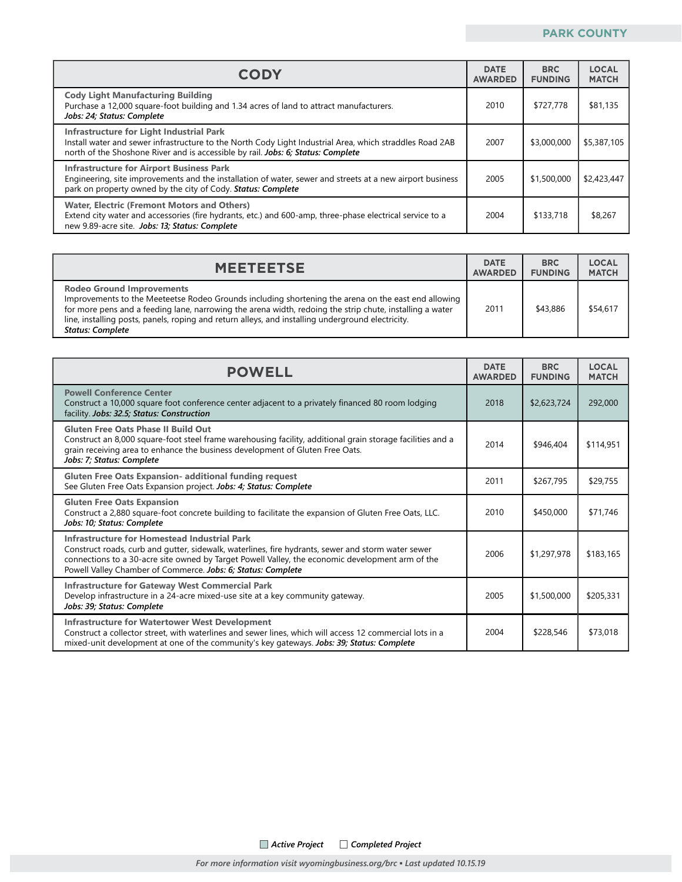## PARK COUNTY

| CODY | DATE AWARDED | BRC FUNDING | LOCAL MATCH |
|---|---|---|---|
| **Cody Light Manufacturing Building**<br>Purchase a 12,000 square-foot building and 1.34 acres of land to attract manufacturers.<br>***Jobs: 24; Status: Complete*** | 2010 | $727,778 | $81,135 |
| **Infrastructure for Light Industrial Park**<br>Install water and sewer infrastructure to the North Cody Light Industrial Area, which straddles Road 2AB north of the Shoshone River and is accessible by rail. ***Jobs: 6; Status: Complete*** | 2007 | $3,000,000 | $5,387,105 |
| **Infrastructure for Airport Business Park**<br>Engineering, site improvements and the installation of water, sewer and streets at a new airport business park on property owned by the city of Cody. ***Status: Complete*** | 2005 | $1,500,000 | $2,423,447 |
| **Water, Electric (Fremont Motors and Others)**<br>Extend city water and accessories (fire hydrants, etc.) and 600-amp, three-phase electrical service to a new 9.89-acre site. ***Jobs: 13; Status: Complete*** | 2004 | $133,718 | $8,267 |

| MEETEETSE | DATE AWARDED | BRC FUNDING | LOCAL MATCH |
|---|---|---|---|
| **Rodeo Ground Improvements**<br>Improvements to the Meeteetse Rodeo Grounds including shortening the arena on the east end allowing for more pens and a feeding lane, narrowing the arena width, redoing the strip chute, installing a water line, installing posts, panels, roping and return alleys, and installing underground electricity.<br>***Status: Complete*** | 2011 | $43,886 | $54,617 |

| POWELL | DATE AWARDED | BRC FUNDING | LOCAL MATCH |
|---|---|---|---|
| **Powell Conference Center**<br>Construct a 10,000 square foot conference center adjacent to a privately financed 80 room lodging facility. ***Jobs: 32.5; Status: Construction*** | 2018 | $2,623,724 | 292,000 |
| **Gluten Free Oats Phase II Build Out**<br>Construct an 8,000 square-foot steel frame warehousing facility, additional grain storage facilities and a grain receiving area to enhance the business development of Gluten Free Oats.<br>***Jobs: 7; Status: Complete*** | 2014 | $946,404 | $114,951 |
| **Gluten Free Oats Expansion- additional funding request**<br>See Gluten Free Oats Expansion project. ***Jobs: 4; Status: Complete*** | 2011 | $267,795 | $29,755 |
| **Gluten Free Oats Expansion**<br>Construct a 2,880 square-foot concrete building to facilitate the expansion of Gluten Free Oats, LLC.<br>***Jobs: 10; Status: Complete*** | 2010 | $450,000 | $71,746 |
| **Infrastructure for Homestead Industrial Park**<br>Construct roads, curb and gutter, sidewalk, waterlines, fire hydrants, sewer and storm water sewer connections to a 30-acre site owned by Target Powell Valley, the economic development arm of the Powell Valley Chamber of Commerce. ***Jobs: 6; Status: Complete*** | 2006 | $1,297,978 | $183,165 |
| **Infrastructure for Gateway West Commercial Park**<br>Develop infrastructure in a 24-acre mixed-use site at a key community gateway.<br>***Jobs: 39; Status: Complete*** | 2005 | $1,500,000 | $205,331 |
| **Infrastructure for Watertower West Development**<br>Construct a collector street, with waterlines and sewer lines, which will access 12 commercial lots in a mixed-unit development at one of the community's key gateways. ***Jobs: 39; Status: Complete*** | 2004 | $228,546 | $73,018 |

***Active Project*** ***Completed Project***

*For more information visit wyomingbusiness.org/brc ▪ Last updated 10.15.19*